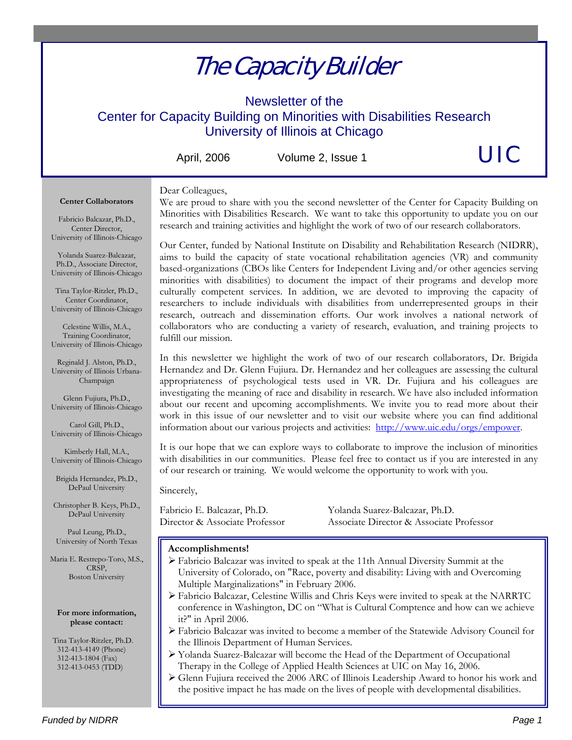# The Capacity Builder

Newsletter of the
Center for Capacity Building on Minorities with Disabilities Research
University of Illinois at Chicago

April, 2006 Volume 2, Issue 1

UIC

**Center Collaborators**

Fabricio Balcazar, Ph.D., Center Director, University of Illinois-Chicago

Yolanda Suarez-Balcazar, Ph.D., Associate Director, University of Illinois-Chicago

Tina Taylor-Ritzler, Ph.D., Center Coordinator, University of Illinois-Chicago

Celestine Willis, M.A., Training Coordinator, University of Illinois-Chicago

Reginald J. Alston, Ph.D., University of Illinois Urbana-Champaign

Glenn Fujiura, Ph.D., University of Illinois-Chicago

Carol Gill, Ph.D., University of Illinois-Chicago

Kimberly Hall, M.A., University of Illinois-Chicago

Brigida Hernandez, Ph.D., DePaul University

Christopher B. Keys, Ph.D., DePaul University

Paul Leung, Ph.D., University of North Texas

Maria E. Restrepo-Toro, M.S., CRSP, Boston University

**For more information, please contact:**

Tina Taylor-Ritzler, Ph.D.
312-413-4149 (Phone)
312-413-1804 (Fax)
312-413-0453 (TDD)

Dear Colleagues,

We are proud to share with you the second newsletter of the Center for Capacity Building on Minorities with Disabilities Research. We want to take this opportunity to update you on our research and training activities and highlight the work of two of our research collaborators.

Our Center, funded by National Institute on Disability and Rehabilitation Research (NIDRR), aims to build the capacity of state vocational rehabilitation agencies (VR) and community based-organizations (CBOs like Centers for Independent Living and/or other agencies serving minorities with disabilities) to document the impact of their programs and develop more culturally competent services. In addition, we are devoted to improving the capacity of researchers to include individuals with disabilities from underrepresented groups in their research, outreach and dissemination efforts. Our work involves a national network of collaborators who are conducting a variety of research, evaluation, and training projects to fulfill our mission.

In this newsletter we highlight the work of two of our research collaborators, Dr. Brigida Hernandez and Dr. Glenn Fujiura. Dr. Hernandez and her colleagues are assessing the cultural appropriateness of psychological tests used in VR. Dr. Fujiura and his colleagues are investigating the meaning of race and disability in research. We have also included information about our recent and upcoming accomplishments. We invite you to read more about their work in this issue of our newsletter and to visit our website where you can find additional information about our various projects and activities: http://www.uic.edu/orgs/empower.

It is our hope that we can explore ways to collaborate to improve the inclusion of minorities with disabilities in our communities. Please feel free to contact us if you are interested in any of our research or training. We would welcome the opportunity to work with you.

Sincerely,

Fabricio E. Balcazar, Ph.D.
Director & Associate Professor

Yolanda Suarez-Balcazar, Ph.D.
Associate Director & Associate Professor

**Accomplishments!**

- Fabricio Balcazar was invited to speak at the 11th Annual Diversity Summit at the University of Colorado, on "Race, poverty and disability: Living with and Overcoming Multiple Marginalizations" in February 2006.
- Fabricio Balcazar, Celestine Willis and Chris Keys were invited to speak at the NARRTC conference in Washington, DC on "What is Cultural Comptence and how can we achieve it?" in April 2006.
- Fabricio Balcazar was invited to become a member of the Statewide Advisory Council for the Illinois Department of Human Services.
- Yolanda Suarez-Balcazar will become the Head of the Department of Occupational Therapy in the College of Applied Health Sciences at UIC on May 16, 2006.
- Glenn Fujiura received the 2006 ARC of Illinois Leadership Award to honor his work and the positive impact he has made on the lives of people with developmental disabilities.

*Funded by NIDRR*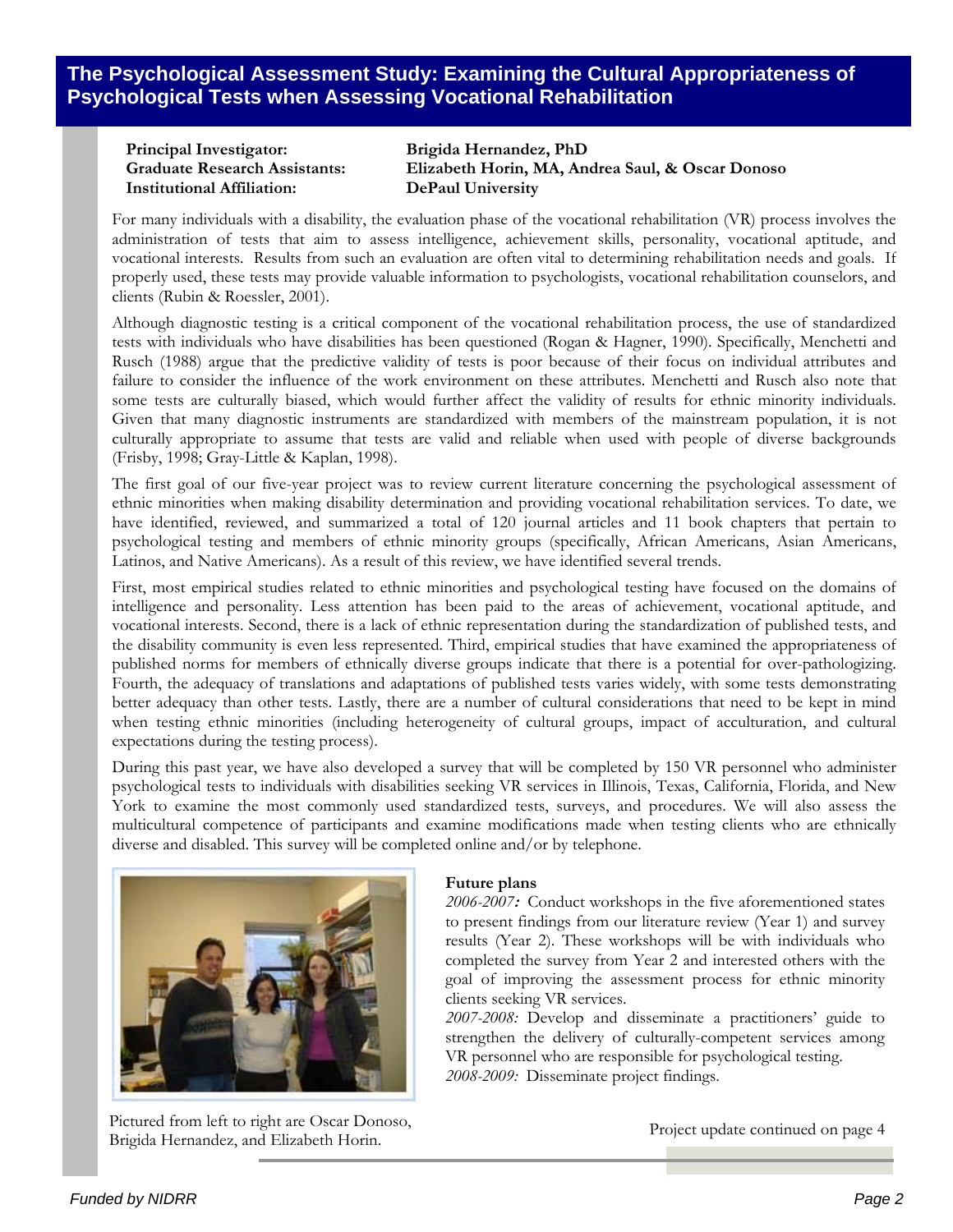## The Psychological Assessment Study: Examining the Cultural Appropriateness of Psychological Tests when Assessing Vocational Rehabilitation

**Principal Investigator:** **Brigida Hernandez, PhD**
**Graduate Research Assistants:** **Elizabeth Horin, MA, Andrea Saul, & Oscar Donoso**
**Institutional Affiliation:** **DePaul University**

For many individuals with a disability, the evaluation phase of the vocational rehabilitation (VR) process involves the administration of tests that aim to assess intelligence, achievement skills, personality, vocational aptitude, and vocational interests. Results from such an evaluation are often vital to determining rehabilitation needs and goals. If properly used, these tests may provide valuable information to psychologists, vocational rehabilitation counselors, and clients (Rubin & Roessler, 2001).

Although diagnostic testing is a critical component of the vocational rehabilitation process, the use of standardized tests with individuals who have disabilities has been questioned (Rogan & Hagner, 1990). Specifically, Menchetti and Rusch (1988) argue that the predictive validity of tests is poor because of their focus on individual attributes and failure to consider the influence of the work environment on these attributes. Menchetti and Rusch also note that some tests are culturally biased, which would further affect the validity of results for ethnic minority individuals. Given that many diagnostic instruments are standardized with members of the mainstream population, it is not culturally appropriate to assume that tests are valid and reliable when used with people of diverse backgrounds (Frisby, 1998; Gray-Little & Kaplan, 1998).

The first goal of our five-year project was to review current literature concerning the psychological assessment of ethnic minorities when making disability determination and providing vocational rehabilitation services. To date, we have identified, reviewed, and summarized a total of 120 journal articles and 11 book chapters that pertain to psychological testing and members of ethnic minority groups (specifically, African Americans, Asian Americans, Latinos, and Native Americans). As a result of this review, we have identified several trends.

First, most empirical studies related to ethnic minorities and psychological testing have focused on the domains of intelligence and personality. Less attention has been paid to the areas of achievement, vocational aptitude, and vocational interests. Second, there is a lack of ethnic representation during the standardization of published tests, and the disability community is even less represented. Third, empirical studies that have examined the appropriateness of published norms for members of ethnically diverse groups indicate that there is a potential for over-pathologizing. Fourth, the adequacy of translations and adaptations of published tests varies widely, with some tests demonstrating better adequacy than other tests. Lastly, there are a number of cultural considerations that need to be kept in mind when testing ethnic minorities (including heterogeneity of cultural groups, impact of acculturation, and cultural expectations during the testing process).

During this past year, we have also developed a survey that will be completed by 150 VR personnel who administer psychological tests to individuals with disabilities seeking VR services in Illinois, Texas, California, Florida, and New York to examine the most commonly used standardized tests, surveys, and procedures. We will also assess the multicultural competence of participants and examine modifications made when testing clients who are ethnically diverse and disabled. This survey will be completed online and/or by telephone.

Pictured from left to right are Oscar Donoso, Brigida Hernandez, and Elizabeth Horin.

**Future plans**

*2006-2007:* Conduct workshops in the five aforementioned states to present findings from our literature review (Year 1) and survey results (Year 2). These workshops will be with individuals who completed the survey from Year 2 and interested others with the goal of improving the assessment process for ethnic minority clients seeking VR services.

*2007-2008:* Develop and disseminate a practitioners' guide to strengthen the delivery of culturally-competent services among VR personnel who are responsible for psychological testing.

*2008-2009:* Disseminate project findings.

Project update continued on page 4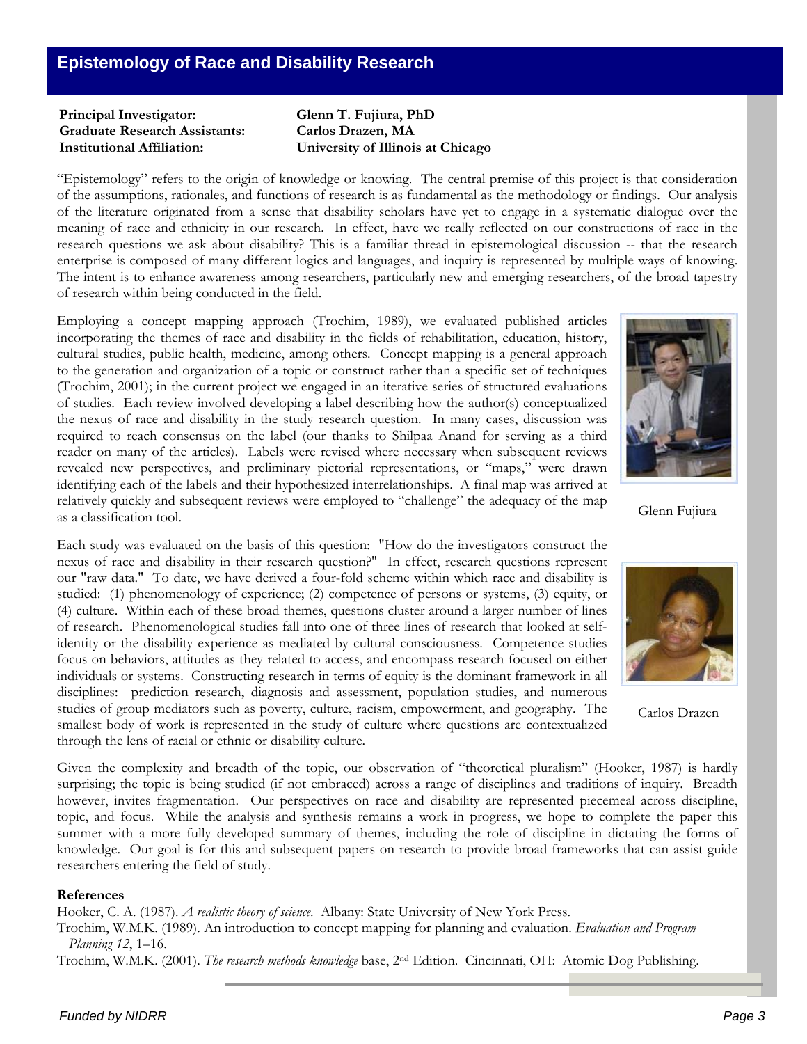# Epistemology of Race and Disability Research

**Principal Investigator:** **Glenn T. Fujiura, PhD**
**Graduate Research Assistants:** **Carlos Drazen, MA**
**Institutional Affiliation:** **University of Illinois at Chicago**

"Epistemology" refers to the origin of knowledge or knowing. The central premise of this project is that consideration of the assumptions, rationales, and functions of research is as fundamental as the methodology or findings. Our analysis of the literature originated from a sense that disability scholars have yet to engage in a systematic dialogue over the meaning of race and ethnicity in our research. In effect, have we really reflected on our constructions of race in the research questions we ask about disability? This is a familiar thread in epistemological discussion -- that the research enterprise is composed of many different logics and languages, and inquiry is represented by multiple ways of knowing. The intent is to enhance awareness among researchers, particularly new and emerging researchers, of the broad tapestry of research within being conducted in the field.

Employing a concept mapping approach (Trochim, 1989), we evaluated published articles incorporating the themes of race and disability in the fields of rehabilitation, education, history, cultural studies, public health, medicine, among others. Concept mapping is a general approach to the generation and organization of a topic or construct rather than a specific set of techniques (Trochim, 2001); in the current project we engaged in an iterative series of structured evaluations of studies. Each review involved developing a label describing how the author(s) conceptualized the nexus of race and disability in the study research question. In many cases, discussion was required to reach consensus on the label (our thanks to Shilpaa Anand for serving as a third reader on many of the articles). Labels were revised where necessary when subsequent reviews revealed new perspectives, and preliminary pictorial representations, or "maps," were drawn identifying each of the labels and their hypothesized interrelationships. A final map was arrived at relatively quickly and subsequent reviews were employed to "challenge" the adequacy of the map as a classification tool.

Glenn Fujiura

Each study was evaluated on the basis of this question: "How do the investigators construct the nexus of race and disability in their research question?" In effect, research questions represent our "raw data." To date, we have derived a four-fold scheme within which race and disability is studied: (1) phenomenology of experience; (2) competence of persons or systems, (3) equity, or (4) culture. Within each of these broad themes, questions cluster around a larger number of lines of research. Phenomenological studies fall into one of three lines of research that looked at self-identity or the disability experience as mediated by cultural consciousness. Competence studies focus on behaviors, attitudes as they related to access, and encompass research focused on either individuals or systems. Constructing research in terms of equity is the dominant framework in all disciplines: prediction research, diagnosis and assessment, population studies, and numerous studies of group mediators such as poverty, culture, racism, empowerment, and geography. The smallest body of work is represented in the study of culture where questions are contextualized through the lens of racial or ethnic or disability culture.

Carlos Drazen

Given the complexity and breadth of the topic, our observation of "theoretical pluralism" (Hooker, 1987) is hardly surprising; the topic is being studied (if not embraced) across a range of disciplines and traditions of inquiry. Breadth however, invites fragmentation. Our perspectives on race and disability are represented piecemeal across discipline, topic, and focus. While the analysis and synthesis remains a work in progress, we hope to complete the paper this summer with a more fully developed summary of themes, including the role of discipline in dictating the forms of knowledge. Our goal is for this and subsequent papers on research to provide broad frameworks that can assist guide researchers entering the field of study.

**References**

Hooker, C. A. (1987). *A realistic theory of science.* Albany: State University of New York Press.

Trochim, W.M.K. (1989). An introduction to concept mapping for planning and evaluation. *Evaluation and Program Planning 12*, 1–16.

Trochim, W.M.K. (2001). *The research methods knowledge* base, 2nd Edition. Cincinnati, OH: Atomic Dog Publishing.

*Funded by NIDRR*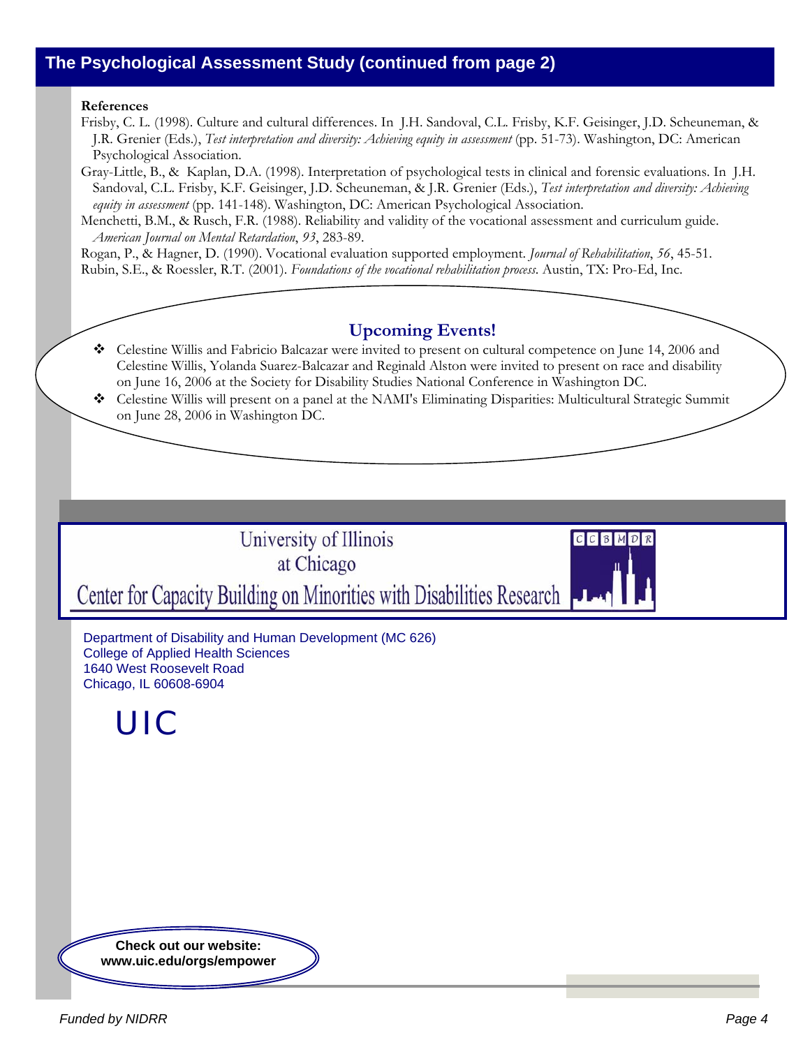## The Psychological Assessment Study (continued from page 2)

**References**

Frisby, C. L. (1998). Culture and cultural differences. In J.H. Sandoval, C.L. Frisby, K.F. Geisinger, J.D. Scheuneman, & J.R. Grenier (Eds.), *Test interpretation and diversity: Achieving equity in assessment* (pp. 51-73). Washington, DC: American Psychological Association.

Gray-Little, B., & Kaplan, D.A. (1998). Interpretation of psychological tests in clinical and forensic evaluations. In J.H. Sandoval, C.L. Frisby, K.F. Geisinger, J.D. Scheuneman, & J.R. Grenier (Eds.), *Test interpretation and diversity: Achieving equity in assessment* (pp. 141-148). Washington, DC: American Psychological Association.

Menchetti, B.M., & Rusch, F.R. (1988). Reliability and validity of the vocational assessment and curriculum guide. *American Journal on Mental Retardation*, *93*, 283-89.

Rogan, P., & Hagner, D. (1990). Vocational evaluation supported employment. *Journal of Rehabilitation*, *56*, 45-51.

Rubin, S.E., & Roessler, R.T. (2001). *Foundations of the vocational rehabilitation process.* Austin, TX: Pro-Ed, Inc.

### Upcoming Events!

- Celestine Willis and Fabricio Balcazar were invited to present on cultural competence on June 14, 2006 and Celestine Willis, Yolanda Suarez-Balcazar and Reginald Alston were invited to present on race and disability on June 16, 2006 at the Society for Disability Studies National Conference in Washington DC.
- Celestine Willis will present on a panel at the NAMI's Eliminating Disparities: Multicultural Strategic Summit on June 28, 2006 in Washington DC.

University of Illinois
at Chicago

Center for Capacity Building on Minorities with Disabilities Research

CCBMDR

Department of Disability and Human Development (MC 626)
College of Applied Health Sciences
1640 West Roosevelt Road
Chicago, IL 60608-6904

UIC

**Check out our website:**
**www.uic.edu/orgs/empower**

*Funded by NIDRR*